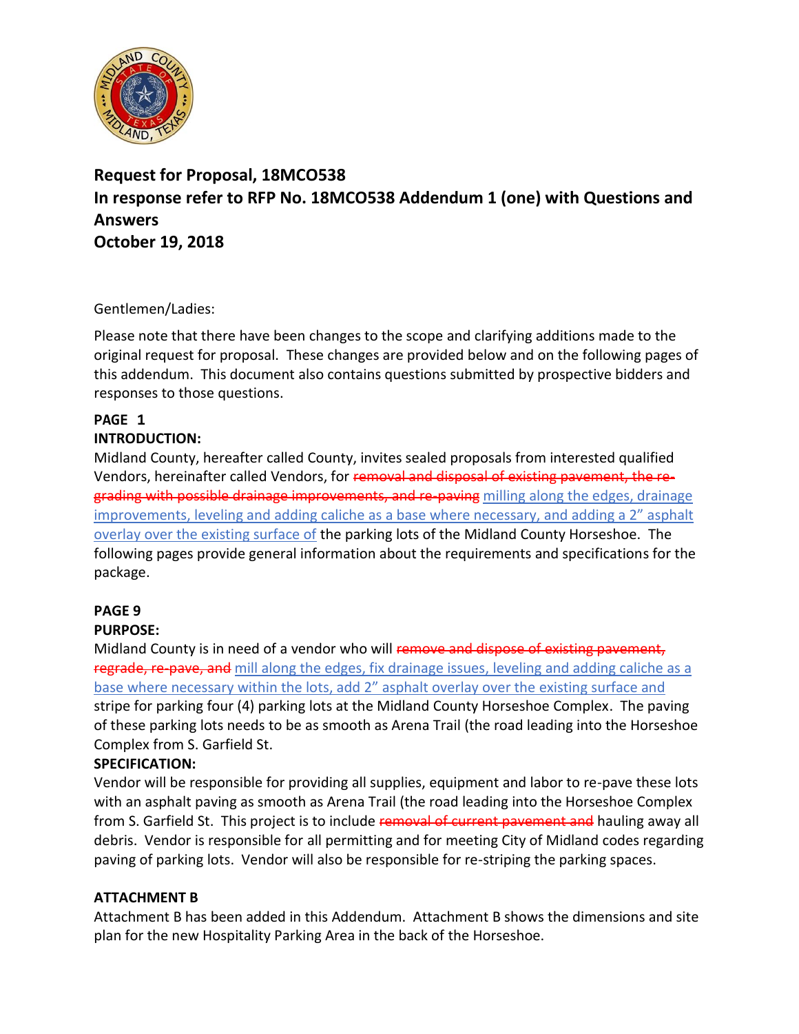## Request for Proposal, 18MCO538

## In response refer to RFP No. 18MCO538 Addendum 1 (one) with Questions and Answers

## October 19, 2018

Gentlemen/Ladies:

Please note that there have been changes to the scope and clarifying additions made to the original request for proposal. These changes are provided below and on the following pages of this addendum. This document also contains questions submitted by prospective bidders and responses to those questions.

**PAGE 1**

**INTRODUCTION:**

Midland County, hereafter called County, invites sealed proposals from interested qualified Vendors, hereinafter called Vendors, for ~~removal and disposal of existing pavement, the re-grading with possible drainage improvements, and re-paving~~ <u>milling along the edges, drainage improvements, leveling and adding caliche as a base where necessary, and adding a 2" asphalt overlay over the existing surface of</u> the parking lots of the Midland County Horseshoe. The following pages provide general information about the requirements and specifications for the package.

**PAGE 9**

**PURPOSE:**

Midland County is in need of a vendor who will ~~remove and dispose of existing pavement, regrade, re-pave, and~~ <u>mill along the edges, fix drainage issues, leveling and adding caliche as a base where necessary within the lots, add 2" asphalt overlay over the existing surface and</u> stripe for parking four (4) parking lots at the Midland County Horseshoe Complex. The paving of these parking lots needs to be as smooth as Arena Trail (the road leading into the Horseshoe Complex from S. Garfield St.

**SPECIFICATION:**

Vendor will be responsible for providing all supplies, equipment and labor to re-pave these lots with an asphalt paving as smooth as Arena Trail (the road leading into the Horseshoe Complex from S. Garfield St. This project is to include ~~removal of current pavement and~~ hauling away all debris. Vendor is responsible for all permitting and for meeting City of Midland codes regarding paving of parking lots. Vendor will also be responsible for re-striping the parking spaces.

**ATTACHMENT B**

Attachment B has been added in this Addendum. Attachment B shows the dimensions and site plan for the new Hospitality Parking Area in the back of the Horseshoe.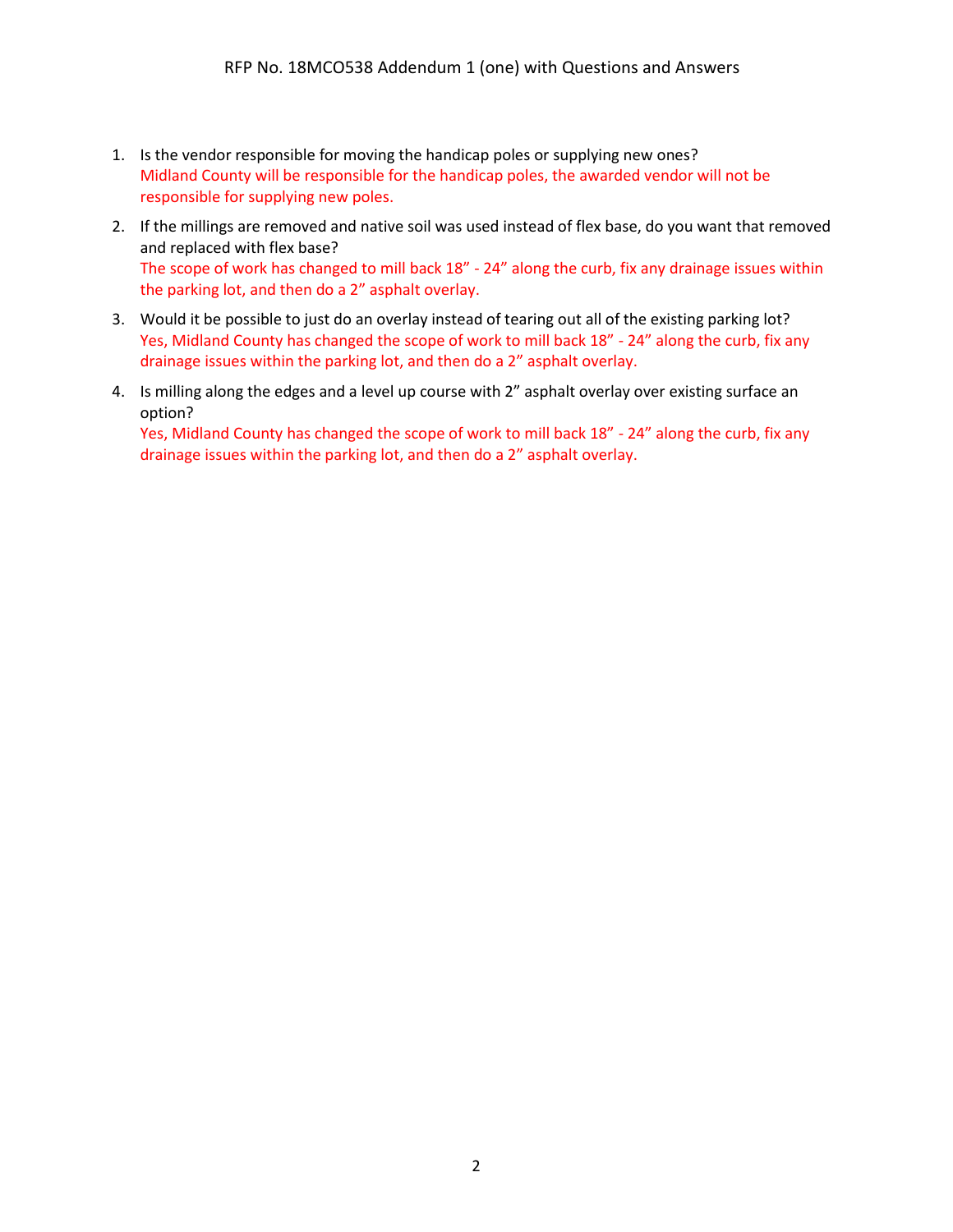RFP No. 18MCO538 Addendum 1 (one) with Questions and Answers

1. Is the vendor responsible for moving the handicap poles or supplying new ones?
   Midland County will be responsible for the handicap poles, the awarded vendor will not be responsible for supplying new poles.
2. If the millings are removed and native soil was used instead of flex base, do you want that removed and replaced with flex base?
   The scope of work has changed to mill back 18" - 24" along the curb, fix any drainage issues within the parking lot, and then do a 2" asphalt overlay.
3. Would it be possible to just do an overlay instead of tearing out all of the existing parking lot?
   Yes, Midland County has changed the scope of work to mill back 18" - 24" along the curb, fix any drainage issues within the parking lot, and then do a 2" asphalt overlay.
4. Is milling along the edges and a level up course with 2" asphalt overlay over existing surface an option?
   Yes, Midland County has changed the scope of work to mill back 18" - 24" along the curb, fix any drainage issues within the parking lot, and then do a 2" asphalt overlay.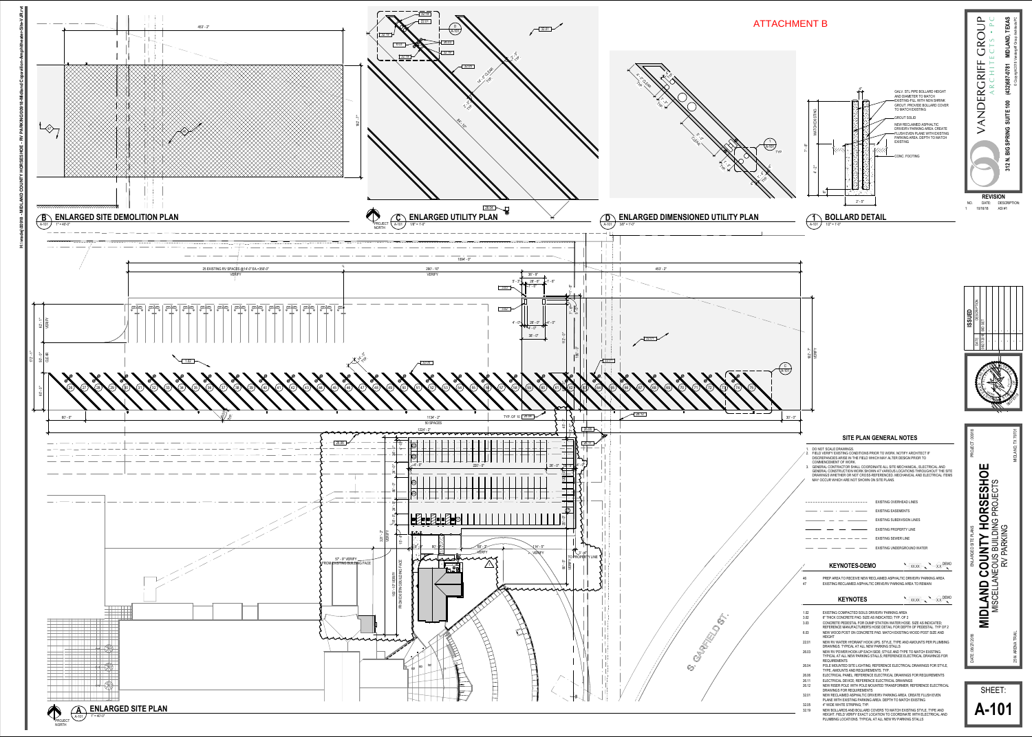# ATTACHMENT B

## B ENLARGED SITE DEMOLITION PLAN
A-101 1" = 40'-0"

## C ENLARGED UTILITY PLAN
A-101 1/8" = 1'-0"

## D ENLARGED DIMENSIONED UTILITY PLAN
A-101 3/8" = 1'-0"

## 1 BOLLARD DETAIL
A-101 1/2" = 1'-0"

- GALV. STL PIPE BOLLARD HEIGHT AND DIAMETER TO MATCH EXISTING-FILL WITH NON SHRINK GROUT. PROVIDE BOLLARD COVER TO MATCH EXISTING
- GROUT SOLID
- NEW RECLAIMED ASPHALTIC DRIVE/RV PARKING AREA. CREATE FLUSH EVEN PLANE WITH EXISTING PARKING AREA. DEPTH TO MATCH EXISTING
- CONC. FOOTING

## A ENLARGED SITE PLAN
A-101 1" = 40'-0"

## SITE PLAN GENERAL NOTES

1. DO NOT SCALE DRAWINGS.
2. FIELD VERIFY EXISTING CONDITIONS PRIOR TO WORK. NOTIFY ARCHITECT IF DISCREPANCIES ARISE IN THE FIELD WHICH MAY ALTER DESIGN PRIOR TO COMMENCEMENT OF WORK.
3. GENERAL CONTRACTOR SHALL COORDINATE ALL SITE MECHANICAL, ELECTRICAL AND GENERAL CONSTRUCTION WORK SHOWN AT VARIOUS LOCATIONS THROUGHOUT THE SITE DRAWINGS WHETHER OR NOT CROSS-REFERENCED, MECHANICAL AND ELECTRICAL ITEMS MAY OCCUR WHICH ARE NOT SHOWN ON SITE PLANS.

- EXISTING OVERHEAD LINES
- EXISTING EASEMENTS
- EXISTING SUBDIVISION LINES
- EXISTING PROPERTY LINE
- EXISTING SEWER LINE
- EXISTING UNDERGROUND WATER

## KEYNOTES-DEMO

| | |
|---|---|
| 46 | PREP AREA TO RECEIVE NEW RECLAIMED ASPHALTIC DRIVE/RV PARKING AREA |
| 47 | EXISTING RECLAIMED ASPHALTIC DRIVE/RV PARKING AREA TO REMAIN |

## KEYNOTES

| | |
|---|---|
| 1.02 | EXISTING COMPACTED SOILS DRIVE/RV PARKING AREA |
| 3.02 | 8" THICK CONCRETE PAD; SIZE AS INDICATED; TYP. OF 2 |
| 3.03 | CONCRETE PEDESTAL FOR DUMP STATION WATER HOSE; SIZE AS INDICATED; REFERENCE MANUFACTURER'S HOSE DETAIL FOR DEPTH OF PEDESTAL. TYP OF 2 |
| 6.03 | NEW WOOD POST ON CONCRETE PAD. MATCH EXISTING WOOD POST SIZE AND HEIGHT |
| 22.01 | NEW RV WATER HYDRANT HOOK UPS. STYLE, TYPE AND AMOUNTS PER PLUMBING DRAWINGS. TYPICAL AT ALL NEW PARKING STALLS |
| 26.03 | NEW RV POWER HOOK-UP EACH SIDE; STYLE AND TYPE TO MATCH EXISTING. TYPICAL AT ALL NEW PARKING STALLS; REFERENCE ELECTRICAL DRAWINGS FOR REQUIREMENTS |
| 26.04 | POLE MOUNTED SITE LIGHTING; REFERENCE ELECTRICAL DRAWINGS FOR STYLE, TYPE, AMOUNTS AND REQUIREMENTS. TYP. |
| 26.06 | ELECTRICAL PANEL; REFERENCE ELECTRICAL DRAWINGS FOR REQUIREMENTS |
| 26.11 | ELECTRICAL DEVICE; REFERENCE ELECTRICAL DRAWINGS |
| 26.12 | NEW RISER POLE WITH POLE MOUNTED TRANSFORMER; REFERENCE ELECTRICAL DRAWINGS FOR REQUIREMENTS |
| 32.01 | NEW RECLAIMED ASPHALTIC DRIVE/RV PARKING AREA. CREATE FLUSH EVEN PLANE WITH EXISTING PARKING AREA. DEPTH TO MATCH EXISTING |
| 32.05 | 4" WIDE WHITE STRIPING, TYP. |
| 32.19 | NEW BOLLARDS AND BOLLARD COVERS TO MATCH EXISTING STYLE, TYPE AND HEIGHT. FIELD VERIFY EXACT LOCATION TO COORDINATE WITH ELECTRICAL AND PLUMBING LOCATIONS. TYPICAL AT ALL NEW RV PARKING STALLS |

S. GARFIELD ST.

25 EXISTING RV SPACES @14'-0" EA.=350'-0" VERIFY

50 SPACES

VANDERGRIFF GROUP
ARCHITECTS - PC
312 N. BIG SPRING SUITE 100 (432)687-0781 MIDLAND, TEXAS
© Copyright 2018 Vandergriff Group Architects PC

## REVISION

| NO. | DATE: | DESCRIPTION |
|---|---|---|
| 1 | 10/16/18 | ASI #1 |

## ISSUED

| DATE | DESCRIPTION |
|---|---|
| 09/27/18 | ASI SET |

**MIDLAND COUNTY HORSESHOE**
MISCELLANEOUS BUILDING PROJECTS
RV PARKING

ENLARGED SITE PLANS
PROJECT: 00918
DATE: 08/27/2018
2514 ARENA TRAIL
MIDLAND, TX 79701

SHEET:
**A-101**